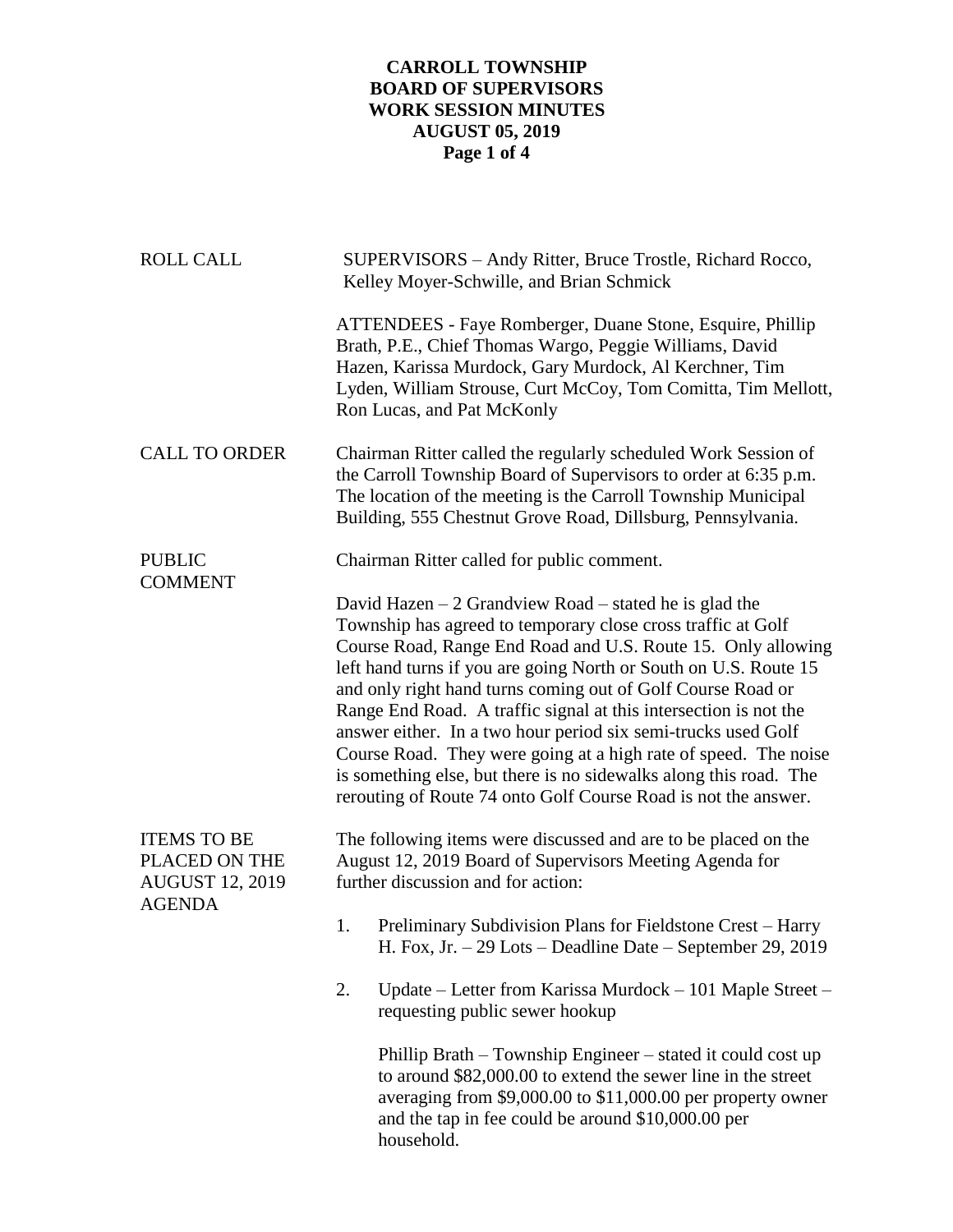# CARROLL TOWNSHIP BOARD OF SUPERVISORS WORK SESSION MINUTES AUGUST 05, 2019

**ROLL CALL**

SUPERVISORS – Andy Ritter, Bruce Trostle, Richard Rocco, Kelley Moyer-Schwille, and Brian Schmick

ATTENDEES - Faye Romberger, Duane Stone, Esquire, Phillip Brath, P.E., Chief Thomas Wargo, Peggie Williams, David Hazen, Karissa Murdock, Gary Murdock, Al Kerchner, Tim Lyden, William Strouse, Curt McCoy, Tom Comitta, Tim Mellott, Ron Lucas, and Pat McKonly

**CALL TO ORDER**

Chairman Ritter called the regularly scheduled Work Session of the Carroll Township Board of Supervisors to order at 6:35 p.m. The location of the meeting is the Carroll Township Municipal Building, 555 Chestnut Grove Road, Dillsburg, Pennsylvania.

**PUBLIC COMMENT**

Chairman Ritter called for public comment.

David Hazen – 2 Grandview Road – stated he is glad the Township has agreed to temporary close cross traffic at Golf Course Road, Range End Road and U.S. Route 15. Only allowing left hand turns if you are going North or South on U.S. Route 15 and only right hand turns coming out of Golf Course Road or Range End Road. A traffic signal at this intersection is not the answer either. In a two hour period six semi-trucks used Golf Course Road. They were going at a high rate of speed. The noise is something else, but there is no sidewalks along this road. The rerouting of Route 74 onto Golf Course Road is not the answer.

**ITEMS TO BE PLACED ON THE AUGUST 12, 2019 AGENDA**

The following items were discussed and are to be placed on the August 12, 2019 Board of Supervisors Meeting Agenda for further discussion and for action:

1. Preliminary Subdivision Plans for Fieldstone Crest – Harry H. Fox, Jr. – 29 Lots – Deadline Date – September 29, 2019

2. Update – Letter from Karissa Murdock – 101 Maple Street – requesting public sewer hookup

   Phillip Brath – Township Engineer – stated it could cost up to around $82,000.00 to extend the sewer line in the street averaging from $9,000.00 to $11,000.00 per property owner and the tap in fee could be around $10,000.00 per household.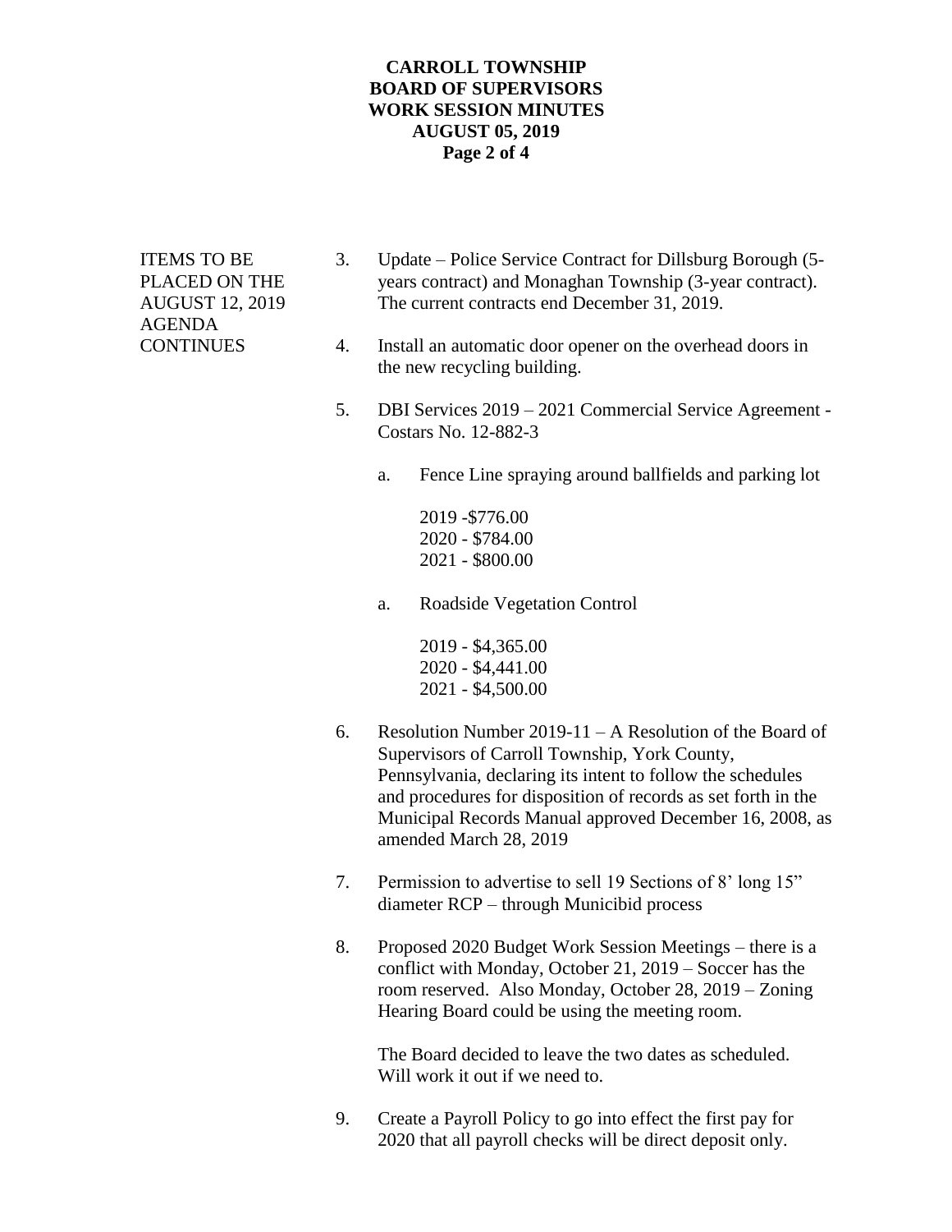ITEMS TO BE PLACED ON THE AUGUST 12, 2019 AGENDA CONTINUES

3. Update – Police Service Contract for Dillsburg Borough (5-years contract) and Monaghan Township (3-year contract). The current contracts end December 31, 2019.

4. Install an automatic door opener on the overhead doors in the new recycling building.

5. DBI Services 2019 – 2021 Commercial Service Agreement - Costars No. 12-882-3

   a. Fence Line spraying around ballfields and parking lot

      2019 -$776.00
      2020 - $784.00
      2021 - $800.00

   a. Roadside Vegetation Control

      2019 - $4,365.00
      2020 - $4,441.00
      2021 - $4,500.00

6. Resolution Number 2019-11 – A Resolution of the Board of Supervisors of Carroll Township, York County, Pennsylvania, declaring its intent to follow the schedules and procedures for disposition of records as set forth in the Municipal Records Manual approved December 16, 2008, as amended March 28, 2019

7. Permission to advertise to sell 19 Sections of 8' long 15" diameter RCP – through Municibid process

8. Proposed 2020 Budget Work Session Meetings – there is a conflict with Monday, October 21, 2019 – Soccer has the room reserved. Also Monday, October 28, 2019 – Zoning Hearing Board could be using the meeting room.

   The Board decided to leave the two dates as scheduled. Will work it out if we need to.

9. Create a Payroll Policy to go into effect the first pay for 2020 that all payroll checks will be direct deposit only.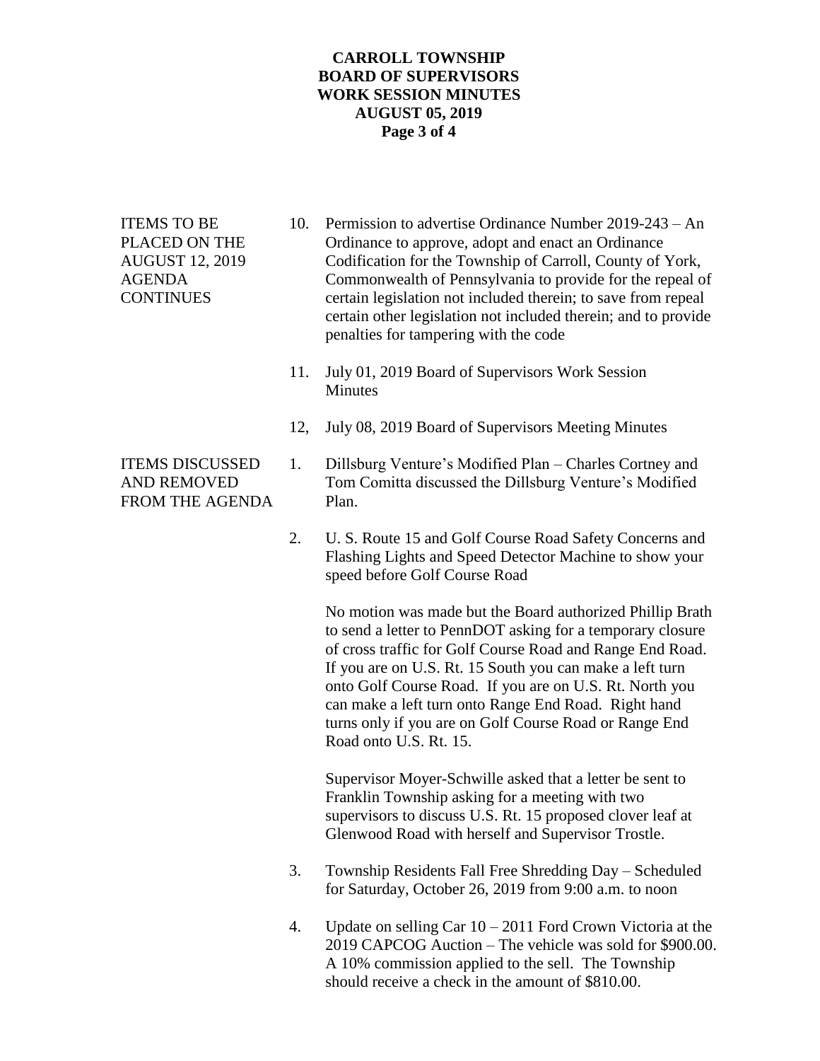ITEMS TO BE PLACED ON THE AUGUST 12, 2019 AGENDA CONTINUES

10. Permission to advertise Ordinance Number 2019-243 – An Ordinance to approve, adopt and enact an Ordinance Codification for the Township of Carroll, County of York, Commonwealth of Pennsylvania to provide for the repeal of certain legislation not included therein; to save from repeal certain other legislation not included therein; and to provide penalties for tampering with the code

11. July 01, 2019 Board of Supervisors Work Session Minutes

12, July 08, 2019 Board of Supervisors Meeting Minutes

ITEMS DISCUSSED AND REMOVED FROM THE AGENDA

1. Dillsburg Venture's Modified Plan – Charles Cortney and Tom Comitta discussed the Dillsburg Venture's Modified Plan.

2. U. S. Route 15 and Golf Course Road Safety Concerns and Flashing Lights and Speed Detector Machine to show your speed before Golf Course Road

   No motion was made but the Board authorized Phillip Brath to send a letter to PennDOT asking for a temporary closure of cross traffic for Golf Course Road and Range End Road. If you are on U.S. Rt. 15 South you can make a left turn onto Golf Course Road. If you are on U.S. Rt. North you can make a left turn onto Range End Road. Right hand turns only if you are on Golf Course Road or Range End Road onto U.S. Rt. 15.

   Supervisor Moyer-Schwille asked that a letter be sent to Franklin Township asking for a meeting with two supervisors to discuss U.S. Rt. 15 proposed clover leaf at Glenwood Road with herself and Supervisor Trostle.

3. Township Residents Fall Free Shredding Day – Scheduled for Saturday, October 26, 2019 from 9:00 a.m. to noon

4. Update on selling Car 10 – 2011 Ford Crown Victoria at the 2019 CAPCOG Auction – The vehicle was sold for $900.00. A 10% commission applied to the sell. The Township should receive a check in the amount of $810.00.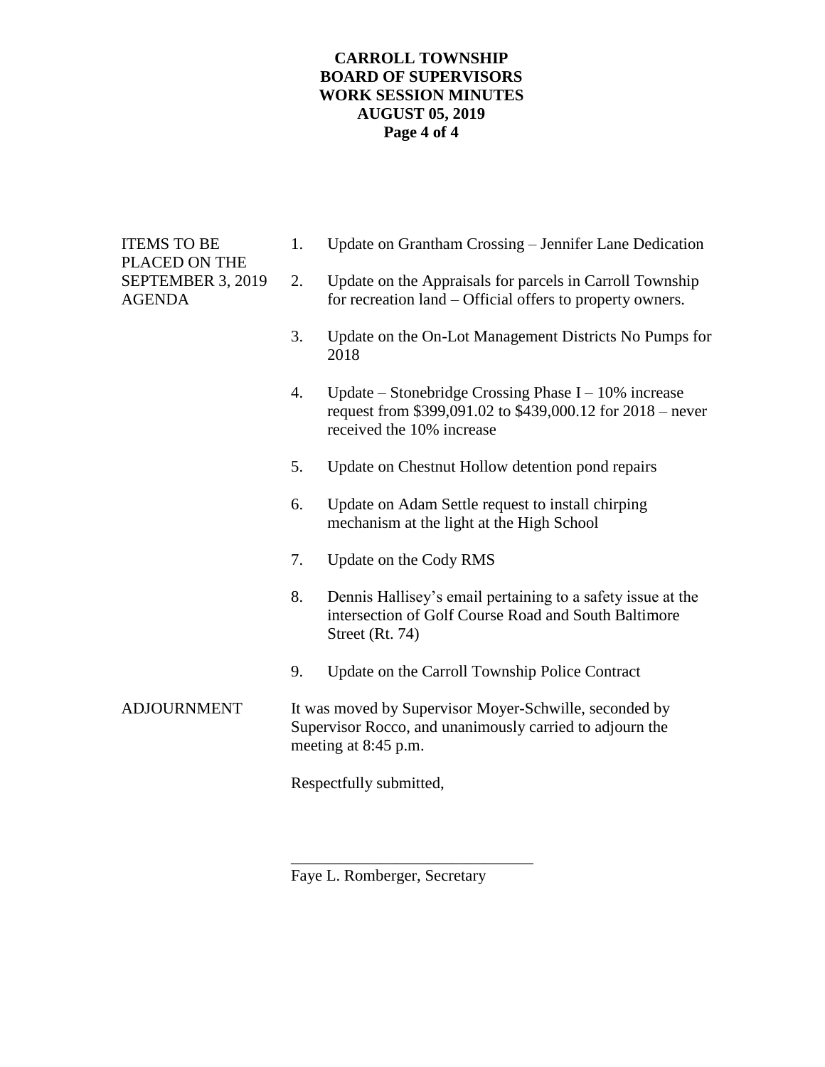**ITEMS TO BE PLACED ON THE SEPTEMBER 3, 2019 AGENDA**

1. Update on Grantham Crossing – Jennifer Lane Dedication
2. Update on the Appraisals for parcels in Carroll Township for recreation land – Official offers to property owners.
3. Update on the On-Lot Management Districts No Pumps for 2018
4. Update – Stonebridge Crossing Phase I – 10% increase request from $399,091.02 to $439,000.12 for 2018 – never received the 10% increase
5. Update on Chestnut Hollow detention pond repairs
6. Update on Adam Settle request to install chirping mechanism at the light at the High School
7. Update on the Cody RMS
8. Dennis Hallisey's email pertaining to a safety issue at the intersection of Golf Course Road and South Baltimore Street (Rt. 74)
9. Update on the Carroll Township Police Contract

**ADJOURNMENT**

It was moved by Supervisor Moyer-Schwille, seconded by Supervisor Rocco, and unanimously carried to adjourn the meeting at 8:45 p.m.

Respectfully submitted,

______________________________

Faye L. Romberger, Secretary